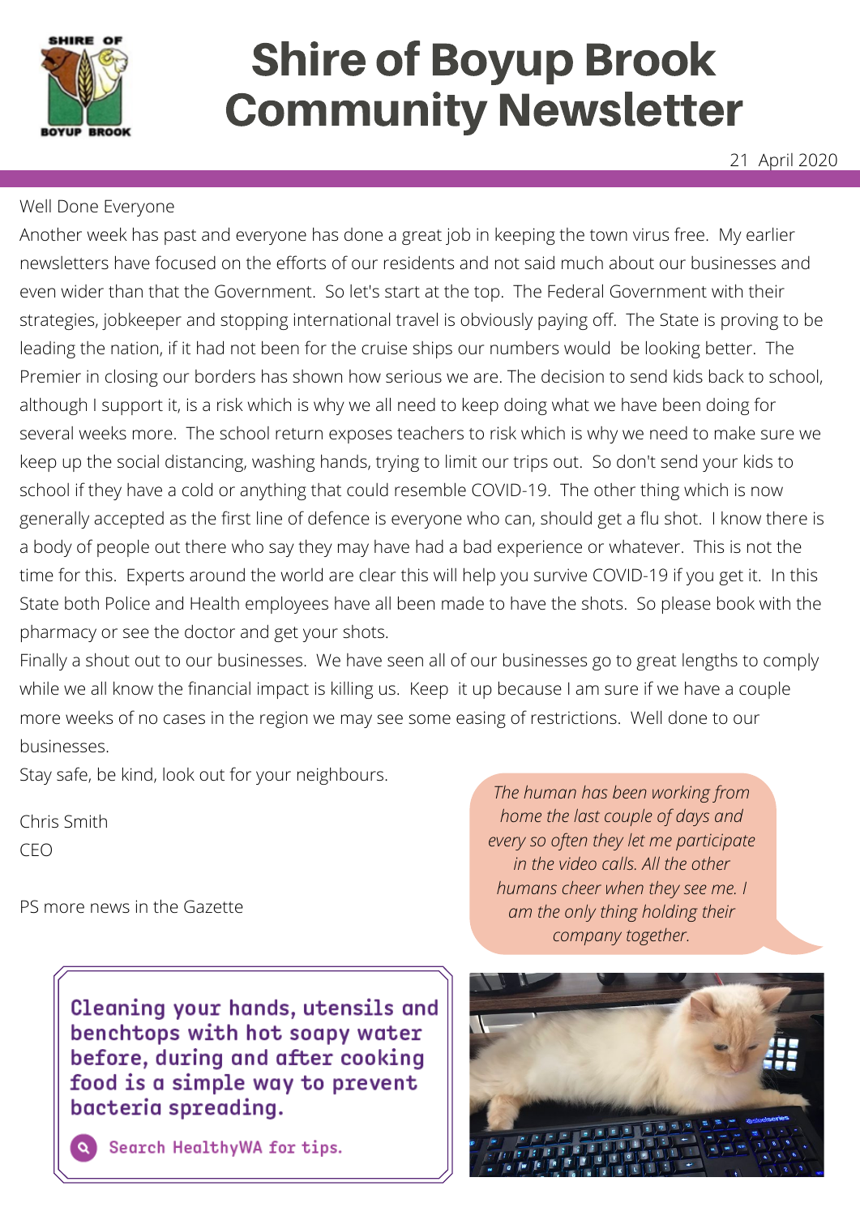# Shire of Boyup Brook Community Newsletter

21 April 2020

Well Done Everyone

Another week has past and everyone has done a great job in keeping the town virus free. My earlier newsletters have focused on the efforts of our residents and not said much about our businesses and even wider than that the Government. So let's start at the top. The Federal Government with their strategies, jobkeeper and stopping international travel is obviously paying off. The State is proving to be leading the nation, if it had not been for the cruise ships our numbers would be looking better. The Premier in closing our borders has shown how serious we are. The decision to send kids back to school, although I support it, is a risk which is why we all need to keep doing what we have been doing for several weeks more. The school return exposes teachers to risk which is why we need to make sure we keep up the social distancing, washing hands, trying to limit our trips out. So don't send your kids to school if they have a cold or anything that could resemble COVID-19. The other thing which is now generally accepted as the first line of defence is everyone who can, should get a flu shot. I know there is a body of people out there who say they may have had a bad experience or whatever. This is not the time for this. Experts around the world are clear this will help you survive COVID-19 if you get it. In this State both Police and Health employees have all been made to have the shots. So please book with the pharmacy or see the doctor and get your shots.

Finally a shout out to our businesses. We have seen all of our businesses go to great lengths to comply while we all know the financial impact is killing us. Keep it up because I am sure if we have a couple more weeks of no cases in the region we may see some easing of restrictions. Well done to our businesses.

Stay safe, be kind, look out for your neighbours.

Chris Smith
CEO

PS more news in the Gazette

*The human has been working from home the last couple of days and every so often they let me participate in the video calls. All the other humans cheer when they see me. I am the only thing holding their company together.*

**Cleaning your hands, utensils and benchtops with hot soapy water before, during and after cooking food is a simple way to prevent bacteria spreading.**

Search HealthyWA for tips.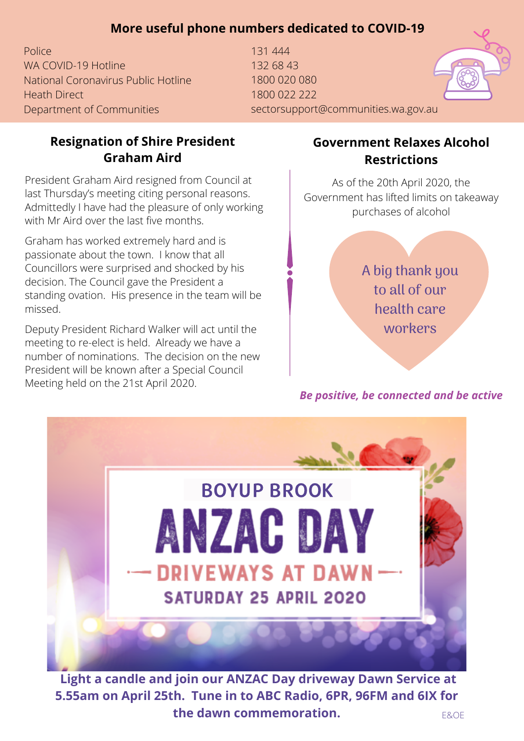## More useful phone numbers dedicated to COVID-19

| | |
|---|---|
| Police | 131 444 |
| WA COVID-19 Hotline | 132 68 43 |
| National Coronavirus Public Hotline | 1800 020 080 |
| Heath Direct | 1800 022 222 |
| Department of Communities | sectorsupport@communities.wa.gov.au |

## Resignation of Shire President Graham Aird

President Graham Aird resigned from Council at last Thursday's meeting citing personal reasons. Admittedly I have had the pleasure of only working with Mr Aird over the last five months.

Graham has worked extremely hard and is passionate about the town. I know that all Councillors were surprised and shocked by his decision. The Council gave the President a standing ovation. His presence in the team will be missed.

Deputy President Richard Walker will act until the meeting to re-elect is held. Already we have a number of nominations. The decision on the new President will be known after a Special Council Meeting held on the 21st April 2020.

## Government Relaxes Alcohol Restrictions

As of the 20th April 2020, the Government has lifted limits on takeaway purchases of alcohol

A big thank you to all of our health care workers

***Be positive, be connected and be active***

BOYUP BROOK

# ANZAC DAY

DRIVEWAYS AT DAWN

SATURDAY 25 APRIL 2020

**Light a candle and join our ANZAC Day driveway Dawn Service at 5.55am on April 25th. Tune in to ABC Radio, 6PR, 96FM and 6IX for the dawn commemoration.**

E&OE